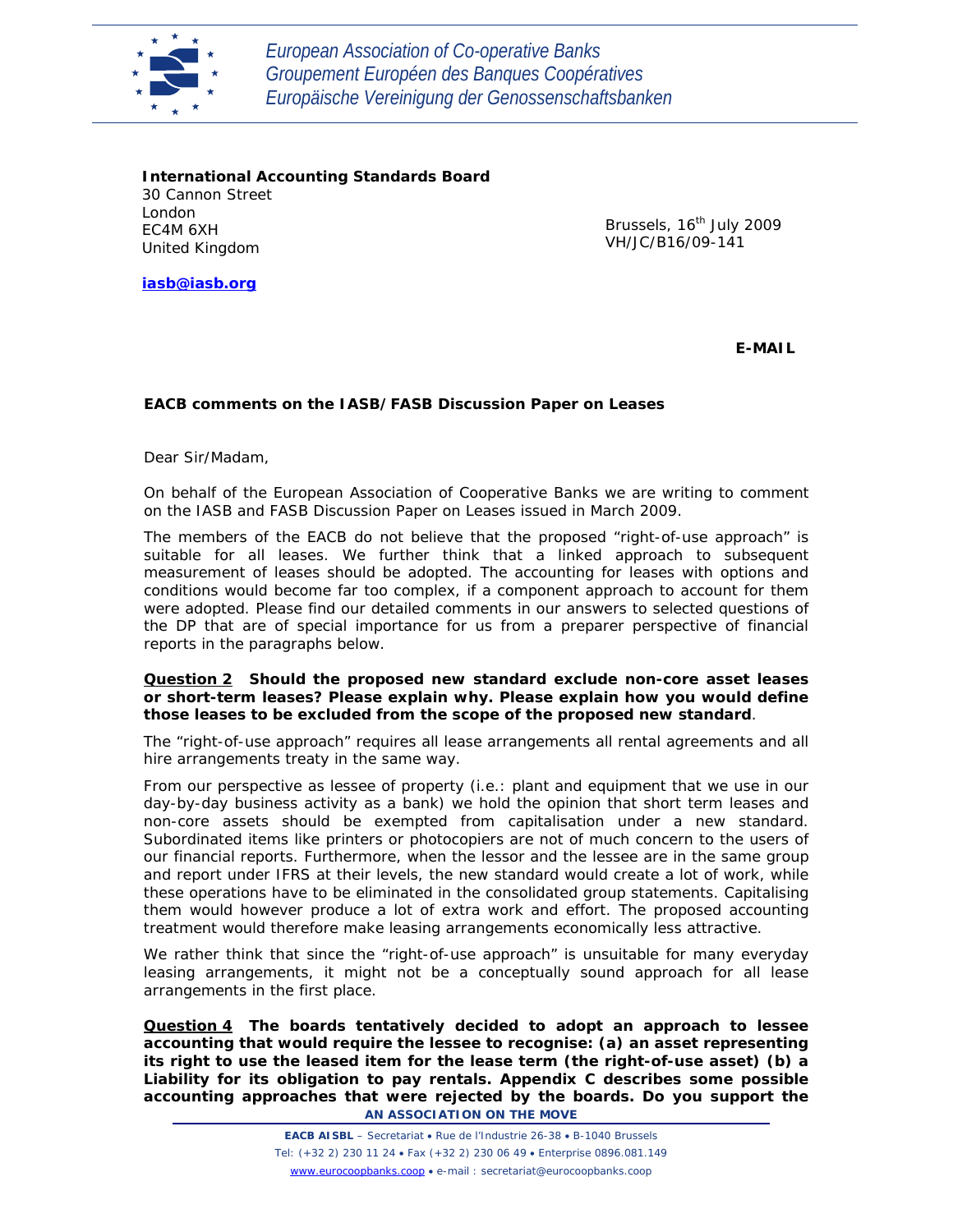*European Association of Co-operative Banks*
*Groupement Européen des Banques Coopératives*
*Europäische Vereinigung der Genossenschaftsbanken*

**International Accounting Standards Board**
30 Cannon Street
London
EC4M 6XH
United Kingdom

**iasb@iasb.org**

Brussels, 16th July 2009
VH/JC/B16/09-141

**E-MAIL**

**EACB comments on the IASB/FASB Discussion Paper on Leases**

Dear Sir/Madam,

On behalf of the European Association of Cooperative Banks we are writing to comment on the IASB and FASB Discussion Paper on Leases issued in March 2009.

The members of the EACB do not believe that the proposed "right-of-use approach" is suitable for all leases. We further think that a linked approach to subsequent measurement of leases should be adopted. The accounting for leases with options and conditions would become far too complex, if a component approach to account for them were adopted. Please find our detailed comments in our answers to selected questions of the DP that are of special importance for us from a preparer perspective of financial reports in the paragraphs below.

**Question 2** **Should the proposed new standard exclude non-core asset leases or short-term leases? Please explain why. Please explain how you would define those leases to be excluded from the scope of the proposed new standard**.

The "right-of-use approach" requires all lease arrangements all rental agreements and all hire arrangements treaty in the same way.

From our perspective as lessee of property (i.e.: plant and equipment that we use in our day-by-day business activity as a bank) we hold the opinion that short term leases and non-core assets should be exempted from capitalisation under a new standard. Subordinated items like printers or photocopiers are not of much concern to the users of our financial reports. Furthermore, when the lessor and the lessee are in the same group and report under IFRS at their levels, the new standard would create a lot of work, while these operations have to be eliminated in the consolidated group statements. Capitalising them would however produce a lot of extra work and effort. The proposed accounting treatment would therefore make leasing arrangements economically less attractive.

We rather think that since the "right-of-use approach" is unsuitable for many everyday leasing arrangements, it might not be a conceptually sound approach for all lease arrangements in the first place.

**Question 4** **The boards tentatively decided to adopt an approach to lessee accounting that would require the lessee to recognise: (a) an asset representing its right to use the leased item for the lease term (the right-of-use asset) (b) a Liability for its obligation to pay rentals. Appendix C describes some possible accounting approaches that were rejected by the boards. Do you support the**

**AN ASSOCIATION ON THE MOVE**

**EACB AISBL** – Secretariat • Rue de l'Industrie 26-38 • B-1040 Brussels
Tel: (+32 2) 230 11 24 • Fax (+32 2) 230 06 49 • Enterprise 0896.081.149
www.eurocoopbanks.coop • e-mail : secretariat@eurocoopbanks.coop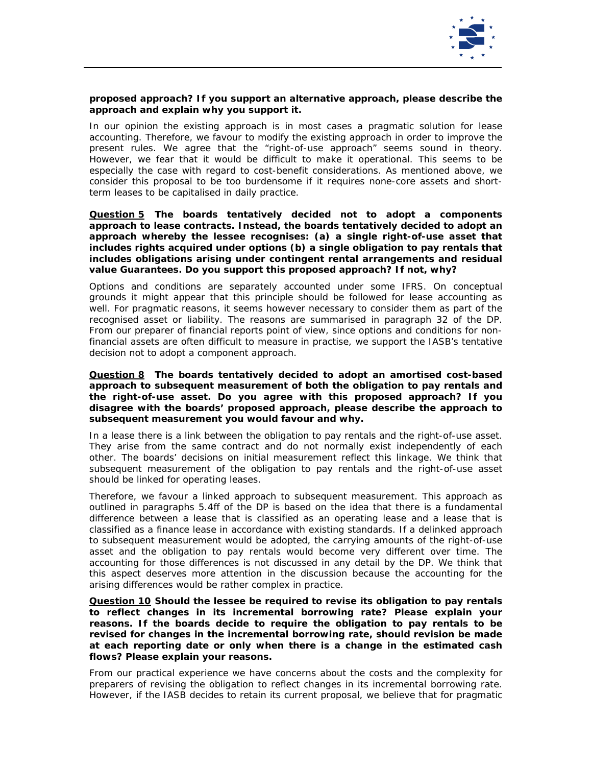**proposed approach? If you support an alternative approach, please describe the approach and explain why you support it.**

In our opinion the existing approach is in most cases a pragmatic solution for lease accounting. Therefore, we favour to modify the existing approach in order to improve the present rules. We agree that the "right-of-use approach" seems sound in theory. However, we fear that it would be difficult to make it operational. This seems to be especially the case with regard to cost-benefit considerations. As mentioned above, we consider this proposal to be too burdensome if it requires none-core assets and short-term leases to be capitalised in daily practice.

**Question 5** **The boards tentatively decided not to adopt a components approach to lease contracts. Instead, the boards tentatively decided to adopt an approach whereby the lessee recognises: (a) a single right-of-use asset that includes rights acquired under options (b) a single obligation to pay rentals that includes obligations arising under contingent rental arrangements and residual value Guarantees. Do you support this proposed approach? If not, why?**

Options and conditions are separately accounted under some IFRS. On conceptual grounds it might appear that this principle should be followed for lease accounting as well. For pragmatic reasons, it seems however necessary to consider them as part of the recognised asset or liability. The reasons are summarised in paragraph 32 of the DP. From our preparer of financial reports point of view, since options and conditions for non-financial assets are often difficult to measure in practise, we support the IASB's tentative decision not to adopt a component approach.

**Question 8** **The boards tentatively decided to adopt an amortised cost-based approach to subsequent measurement of both the obligation to pay rentals and the right-of-use asset. Do you agree with this proposed approach? If you disagree with the boards' proposed approach, please describe the approach to subsequent measurement you would favour and why.**

In a lease there is a link between the obligation to pay rentals and the right-of-use asset. They arise from the same contract and do not normally exist independently of each other. The boards' decisions on initial measurement reflect this linkage. We think that subsequent measurement of the obligation to pay rentals and the right-of-use asset should be linked for operating leases.

Therefore, we favour a linked approach to subsequent measurement. This approach as outlined in paragraphs 5.4ff of the DP is based on the idea that there is a fundamental difference between a lease that is classified as an operating lease and a lease that is classified as a finance lease in accordance with existing standards. If a delinked approach to subsequent measurement would be adopted, the carrying amounts of the right-of-use asset and the obligation to pay rentals would become very different over time. The accounting for those differences is not discussed in any detail by the DP. We think that this aspect deserves more attention in the discussion because the accounting for the arising differences would be rather complex in practice.

**Question 10** **Should the lessee be required to revise its obligation to pay rentals to reflect changes in its incremental borrowing rate? Please explain your reasons. If the boards decide to require the obligation to pay rentals to be revised for changes in the incremental borrowing rate, should revision be made at each reporting date or only when there is a change in the estimated cash flows? Please explain your reasons.**

From our practical experience we have concerns about the costs and the complexity for preparers of revising the obligation to reflect changes in its incremental borrowing rate. However, if the IASB decides to retain its current proposal, we believe that for pragmatic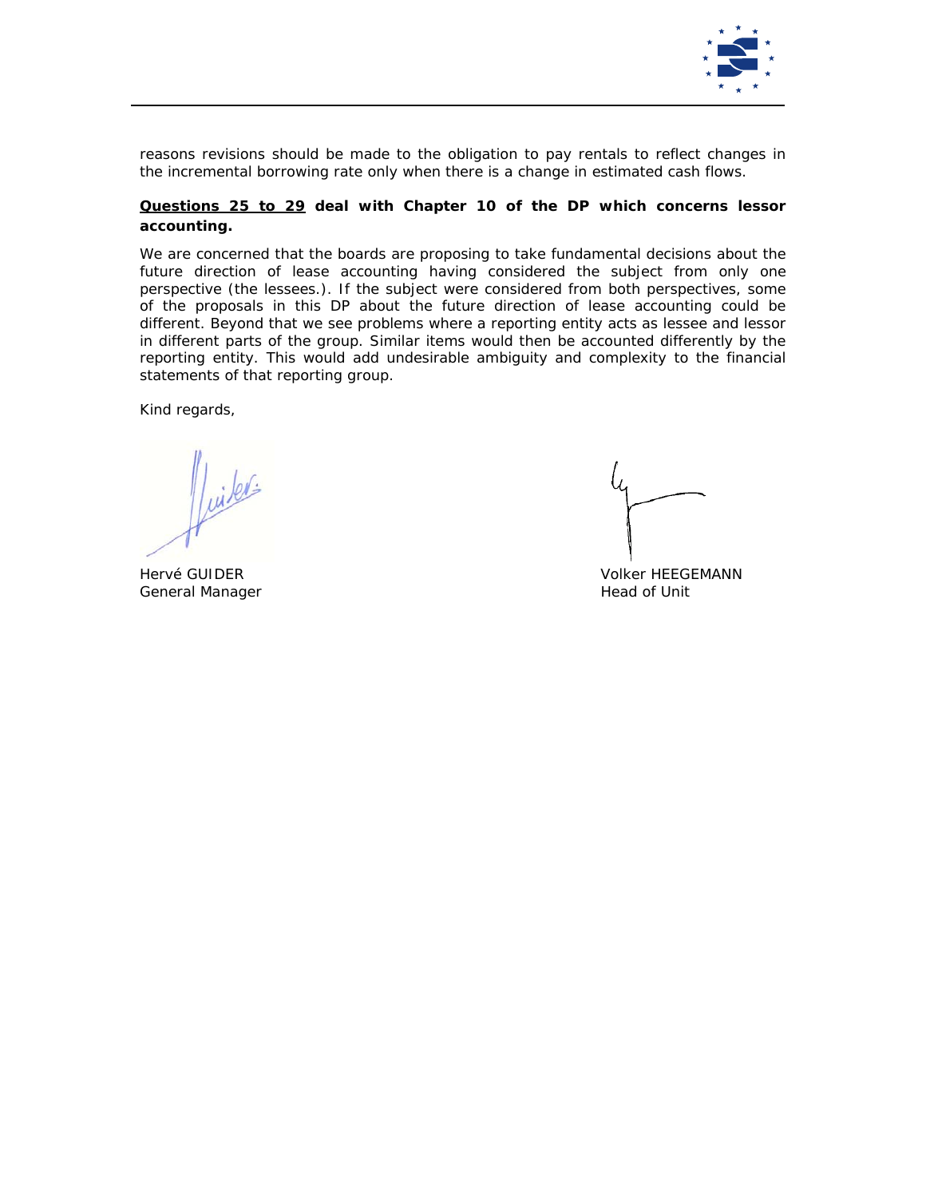reasons revisions should be made to the obligation to pay rentals to reflect changes in the incremental borrowing rate only when there is a change in estimated cash flows.

**<u>Questions 25 to 29</u> deal with Chapter 10 of the DP which concerns lessor accounting.**

We are concerned that the boards are proposing to take fundamental decisions about the future direction of lease accounting having considered the subject from only one perspective (the lessees.). If the subject were considered from both perspectives, some of the proposals in this DP about the future direction of lease accounting could be different. Beyond that we see problems where a reporting entity acts as lessee and lessor in different parts of the group. Similar items would then be accounted differently by the reporting entity. This would add undesirable ambiguity and complexity to the financial statements of that reporting group.

Kind regards,

Hervé GUIDER
General Manager

Volker HEEGEMANN
Head of Unit